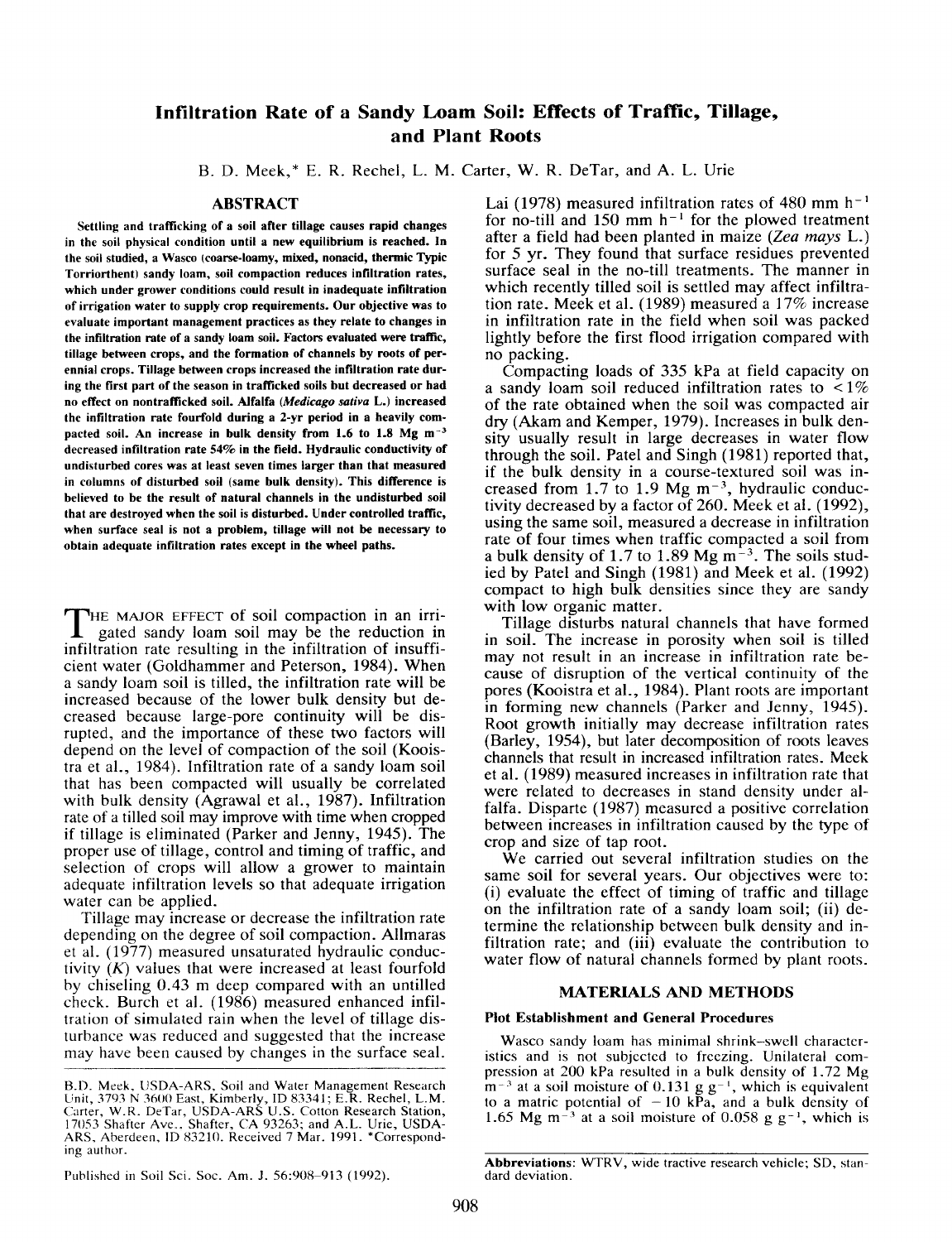# Infiltration Rate of a Sandy Loam Soil: Effects of Traffic, Tillage, and Plant Roots

B. D. Meek,* E. R. Rechel, L. M. Carter, W. R. DeTar, and A. L. Urie

## ABSTRACT

**Settling and trafficking of a soil after tillage causes rapid changes in the soil physical condition until a new equilibrium is reached. In the soil studied, a Wasco (coarse-loamy, mixed, nonacid, thermic Typic Torriorthent) sandy loam, soil compaction reduces infiltration rates, which under grower conditions could result in inadequate infiltration of irrigation water to supply crop requirements. Our objective was to evaluate important management practices as they relate to changes in the infiltration rate of a sandy loam soil. Factors evaluated were traffic, tillage between crops, and the formation of channels by roots of perennial crops. Tillage between crops increased the infiltration rate during the first part of the season in trafficked soils but decreased or had no effect on nontrafficked soil. Alfalfa (*Medicago sativa* L.) increased the infiltration rate fourfold during a 2-yr period in a heavily compacted soil. An increase in bulk density from 1.6 to 1.8 Mg m$^{-3}$ decreased infiltration rate 54% in the field. Hydraulic conductivity of undisturbed cores was at least seven times larger than that measured in columns of disturbed soil (same bulk density). This difference is believed to be the result of natural channels in the undisturbed soil that are destroyed when the soil is disturbed. Under controlled traffic, when surface seal is not a problem, tillage will not be necessary to obtain adequate infiltration rates except in the wheel paths.**

The major effect of soil compaction in an irrigated sandy loam soil may be the reduction in infiltration rate resulting in the infiltration of insufficient water (Goldhammer and Peterson, 1984). When a sandy loam soil is tilled, the infiltration rate will be increased because of the lower bulk density but decreased because large-pore continuity will be disrupted, and the importance of these two factors will depend on the level of compaction of the soil (Kooistra et al., 1984). Infiltration rate of a sandy loam soil that has been compacted will usually be correlated with bulk density (Agrawal et al., 1987). Infiltration rate of a tilled soil may improve with time when cropped if tillage is eliminated (Parker and Jenny, 1945). The proper use of tillage, control and timing of traffic, and selection of crops will allow a grower to maintain adequate infiltration levels so that adequate irrigation water can be applied.

Tillage may increase or decrease the infiltration rate depending on the degree of soil compaction. Allmaras et al. (1977) measured unsaturated hydraulic conductivity ($K$) values that were increased at least fourfold by chiseling 0.43 m deep compared with an untilled check. Burch et al. (1986) measured enhanced infiltration of simulated rain when the level of tillage disturbance was reduced and suggested that the increase may have been caused by changes in the surface seal.

B.D. Meek, USDA-ARS, Soil and Water Management Research Unit, 3793 N 3600 East, Kimberly, ID 83341; E.R. Rechel, L.M. Carter, W.R. DeTar, USDA-ARS U.S. Cotton Research Station, 17053 Shafter Ave., Shafter, CA 93263; and A.L. Urie, USDA-ARS, Aberdeen, ID 83210. Received 7 Mar. 1991. *Corresponding author.

Published in Soil Sci. Soc. Am. J. 56:908–913 (1992).

Lai (1978) measured infiltration rates of 480 mm h$^{-1}$ for no-till and 150 mm h$^{-1}$ for the plowed treatment after a field had been planted in maize (*Zea mays* L.) for 5 yr. They found that surface residues prevented surface seal in the no-till treatments. The manner in which recently tilled soil is settled may affect infiltration rate. Meek et al. (1989) measured a 17% increase in infiltration rate in the field when soil was packed lightly before the first flood irrigation compared with no packing.

Compacting loads of 335 kPa at field capacity on a sandy loam soil reduced infiltration rates to <1% of the rate obtained when the soil was compacted air dry (Akam and Kemper, 1979). Increases in bulk density usually result in large decreases in water flow through the soil. Patel and Singh (1981) reported that, if the bulk density in a course-textured soil was increased from 1.7 to 1.9 Mg m$^{-3}$, hydraulic conductivity decreased by a factor of 260. Meek et al. (1992), using the same soil, measured a decrease in infiltration rate of four times when traffic compacted a soil from a bulk density of 1.7 to 1.89 Mg m$^{-3}$. The soils studied by Patel and Singh (1981) and Meek et al. (1992) compact to high bulk densities since they are sandy with low organic matter.

Tillage disturbs natural channels that have formed in soil. The increase in porosity when soil is tilled may not result in an increase in infiltration rate because of disruption of the vertical continuity of the pores (Kooistra et al., 1984). Plant roots are important in forming new channels (Parker and Jenny, 1945). Root growth initially may decrease infiltration rates (Barley, 1954), but later decomposition of roots leaves channels that result in increased infiltration rates. Meek et al. (1989) measured increases in infiltration rate that were related to decreases in stand density under alfalfa. Disparte (1987) measured a positive correlation between increases in infiltration caused by the type of crop and size of tap root.

We carried out several infiltration studies on the same soil for several years. Our objectives were to: (i) evaluate the effect of timing of traffic and tillage on the infiltration rate of a sandy loam soil; (ii) determine the relationship between bulk density and infiltration rate; and (iii) evaluate the contribution to water flow of natural channels formed by plant roots.

## MATERIALS AND METHODS

### Plot Establishment and General Procedures

Wasco sandy loam has minimal shrink–swell characteristics and is not subjected to freezing. Unilateral compression at 200 kPa resulted in a bulk density of 1.72 Mg m$^{-3}$ at a soil moisture of 0.131 g g$^{-1}$, which is equivalent to a matric potential of −10 kPa, and a bulk density of 1.65 Mg m$^{-3}$ at a soil moisture of 0.058 g g$^{-1}$, which is

**Abbreviations**: WTRV, wide tractive research vehicle; SD, standard deviation.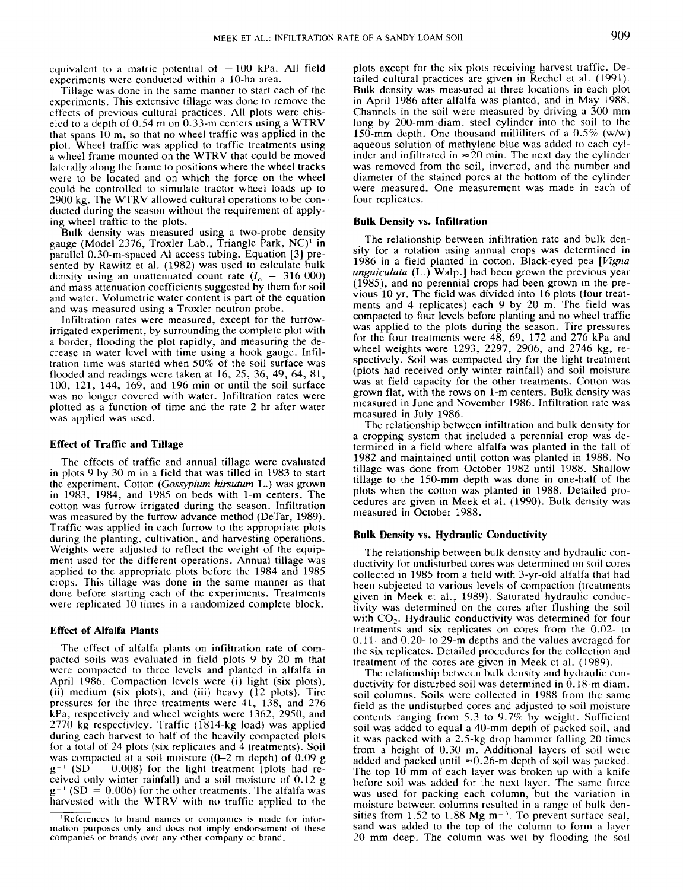equivalent to a matric potential of −100 kPa. All field experiments were conducted within a 10-ha area.

Tillage was done in the same manner to start each of the experiments. This extensive tillage was done to remove the effects of previous cultural practices. All plots were chiseled to a depth of 0.54 m on 0.33-m centers using a WTRV that spans 10 m, so that no wheel traffic was applied in the plot. Wheel traffic was applied to traffic treatments using a wheel frame mounted on the WTRV that could be moved laterally along the frame to positions where the wheel tracks were to be located and on which the force on the wheel could be controlled to simulate tractor wheel loads up to 2900 kg. The WTRV allowed cultural operations to be conducted during the season without the requirement of applying wheel traffic to the plots.

Bulk density was measured using a two-probe density gauge (Model 2376, Troxler Lab., Triangle Park, NC)[1] in parallel 0.30-m-spaced Al access tubing. Equation [3] presented by Rawitz et al. (1982) was used to calculate bulk density using an unattenuated count rate ($I_o$ = 316 000) and mass attenuation coefficients suggested by them for soil and water. Volumetric water content is part of the equation and was measured using a Troxler neutron probe.

Infiltration rates were measured, except for the furrow-irrigated experiment, by surrounding the complete plot with a border, flooding the plot rapidly, and measuring the decrease in water level with time using a hook gauge. Infiltration time was started when 50% of the soil surface was flooded and readings were taken at 16, 25, 36, 49, 64, 81, 100, 121, 144, 169, and 196 min or until the soil surface was no longer covered with water. Infiltration rates were plotted as a function of time and the rate 2 hr after water was applied was used.

### Effect of Traffic and Tillage

The effects of traffic and annual tillage were evaluated in plots 9 by 30 m in a field that was tilled in 1983 to start the experiment. Cotton (*Gossypium hirsutum* L.) was grown in 1983, 1984, and 1985 on beds with 1-m centers. The cotton was furrow irrigated during the season. Infiltration was measured by the furrow advance method (DeTar, 1989). Traffic was applied in each furrow to the appropriate plots during the planting, cultivation, and harvesting operations. Weights were adjusted to reflect the weight of the equipment used for the different operations. Annual tillage was applied to the appropriate plots before the 1984 and 1985 crops. This tillage was done in the same manner as that done before starting each of the experiments. Treatments were replicated 10 times in a randomized complete block.

### Effect of Alfalfa Plants

The effect of alfalfa plants on infiltration rate of compacted soils was evaluated in field plots 9 by 20 m that were compacted to three levels and planted in alfalfa in April 1986. Compaction levels were (i) light (six plots), (ii) medium (six plots), and (iii) heavy (12 plots). Tire pressures for the three treatments were 41, 138, and 276 kPa, respectively and wheel weights were 1362, 2950, and 2770 kg respectivley. Traffic (1814-kg load) was applied during each harvest to half of the heavily compacted plots for a total of 24 plots (six replicates and 4 treatments). Soil was compacted at a soil moisture (0–2 m depth) of 0.09 g $g^{-1}$ (SD = 0.008) for the light treatment (plots had received only winter rainfall) and a soil moisture of 0.12 g $g^{-1}$ (SD = 0.006) for the other treatments. The alfalfa was harvested with the WTRV with no traffic applied to the plots except for the six plots receiving harvest traffic. Detailed cultural practices are given in Rechel et al. (1991). Bulk density was measured at three locations in each plot in April 1986 after alfalfa was planted, and in May 1988. Channels in the soil were measured by driving a 300 mm long by 200-mm-diam. steel cylinder into the soil to the 150-mm depth. One thousand milliliters of a 0.5% (w/w) aqueous solution of methylene blue was added to each cylinder and infiltrated in ≈20 min. The next day the cylinder was removed from the soil, inverted, and the number and diameter of the stained pores at the bottom of the cylinder were measured. One measurement was made in each of four replicates.

### Bulk Density vs. Infiltration

The relationship between infiltration rate and bulk density for a rotation using annual crops was determined in 1986 in a field planted in cotton. Black-eyed pea [*Vigna unguiculata* (L.) Walp.] had been grown the previous year (1985), and no perennial crops had been grown in the previous 10 yr. The field was divided into 16 plots (four treatments and 4 replicates) each 9 by 20 m. The field was compacted to four levels before planting and no wheel traffic was applied to the plots during the season. Tire pressures for the four treatments were 48, 69, 172 and 276 kPa and wheel weights were 1293, 2297, 2906, and 2746 kg, respectively. Soil was compacted dry for the light treatment (plots had received only winter rainfall) and soil moisture was at field capacity for the other treatments. Cotton was grown flat, with the rows on 1-m centers. Bulk density was measured in June and November 1986. Infiltration rate was measured in July 1986.

The relationship between infiltration and bulk density for a cropping system that included a perennial crop was determined in a field where alfalfa was planted in the fall of 1982 and maintained until cotton was planted in 1988. No tillage was done from October 1982 until 1988. Shallow tillage to the 150-mm depth was done in one-half of the plots when the cotton was planted in 1988. Detailed procedures are given in Meek et al. (1990). Bulk density was measured in October 1988.

### Bulk Density vs. Hydraulic Conductivity

The relationship between bulk density and hydraulic conductivity for undisturbed cores was determined on soil cores collected in 1985 from a field with 3-yr-old alfalfa that had been subjected to various levels of compaction (treatments given in Meek et al., 1989). Saturated hydraulic conductivity was determined on the cores after flushing the soil with $CO_2$. Hydraulic conductivity was determined for four treatments and six replicates on cores from the 0.02- to 0.11- and 0.20- to 29-m depths and the values averaged for the six replicates. Detailed procedures for the collection and treatment of the cores are given in Meek et al. (1989).

The relationship between bulk density and hydraulic conductivity for disturbed soil was determined in 0.18-m diam. soil columns. Soils were collected in 1988 from the same field as the undisturbed cores and adjusted to soil moisture contents ranging from 5.3 to 9.7% by weight. Sufficient soil was added to equal a 40-mm depth of packed soil, and it was packed with a 2.5-kg drop hammer falling 20 times from a height of 0.30 m. Additional layers of soil were added and packed until ≈0.26-m depth of soil was packed. The top 10 mm of each layer was broken up with a knife before soil was added for the next layer. The same force was used for packing each column, but the variation in moisture between columns resulted in a range of bulk densities from 1.52 to 1.88 Mg $m^{-3}$. To prevent surface seal, sand was added to the top of the column to form a layer 20 mm deep. The column was wet by flooding the soil

[1] References to brand names or companies is made for information purposes only and does not imply endorsement of these companies or brands over any other company or brand.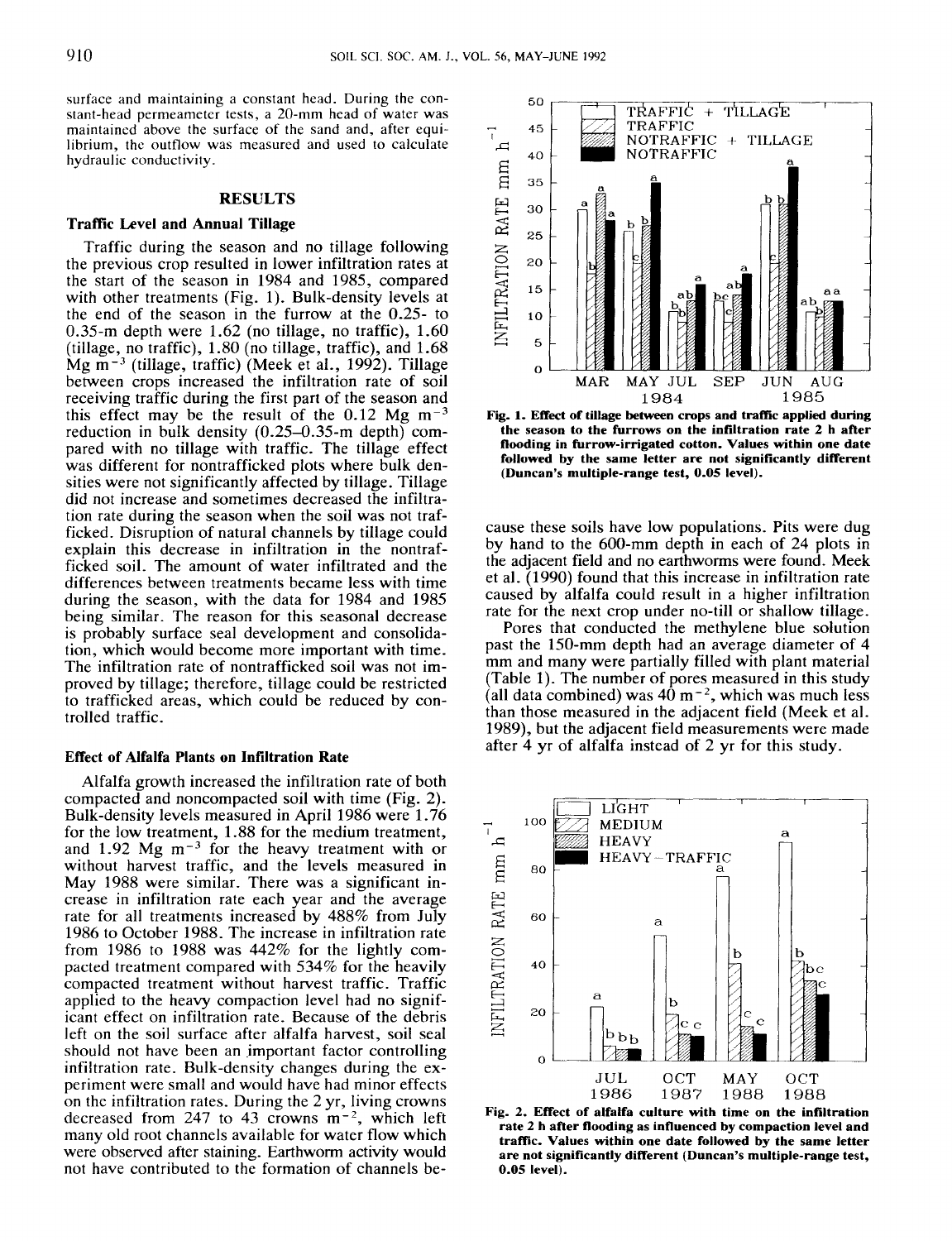surface and maintaining a constant head. During the constant-head permeameter tests, a 20-mm head of water was maintained above the surface of the sand and, after equilibrium, the outflow was measured and used to calculate hydraulic conductivity.

## RESULTS

### Traffic Level and Annual Tillage

Traffic during the season and no tillage following the previous crop resulted in lower infiltration rates at the start of the season in 1984 and 1985, compared with other treatments (Fig. 1). Bulk-density levels at the end of the season in the furrow at the 0.25- to 0.35-m depth were 1.62 (no tillage, no traffic), 1.60 (tillage, no traffic), 1.80 (no tillage, traffic), and 1.68 Mg $m^{-3}$ (tillage, traffic) (Meek et al., 1992). Tillage between crops increased the infiltration rate of soil receiving traffic during the first part of the season and this effect may be the result of the 0.12 Mg $m^{-3}$ reduction in bulk density (0.25–0.35-m depth) compared with no tillage with traffic. The tillage effect was different for nontrafficked plots where bulk densities were not significantly affected by tillage. Tillage did not increase and sometimes decreased the infiltration rate during the season when the soil was not trafficked. Disruption of natural channels by tillage could explain this decrease in infiltration in the nontrafficked soil. The amount of water infiltrated and the differences between treatments became less with time during the season, with the data for 1984 and 1985 being similar. The reason for this seasonal decrease is probably surface seal development and consolidation, which would become more important with time. The infiltration rate of nontrafficked soil was not improved by tillage; therefore, tillage could be restricted to trafficked areas, which could be reduced by controlled traffic.

### Effect of Alfalfa Plants on Infiltration Rate

Alfalfa growth increased the infiltration rate of both compacted and noncompacted soil with time (Fig. 2). Bulk-density levels measured in April 1986 were 1.76 for the low treatment, 1.88 for the medium treatment, and 1.92 Mg $m^{-3}$ for the heavy treatment with or without harvest traffic, and the levels measured in May 1988 were similar. There was a significant increase in infiltration rate each year and the average rate for all treatments increased by 488% from July 1986 to October 1988. The increase in infiltration rate from 1986 to 1988 was 442% for the lightly compacted treatment compared with 534% for the heavily compacted treatment without harvest traffic. Traffic applied to the heavy compaction level had no significant effect on infiltration rate. Because of the debris left on the soil surface after alfalfa harvest, soil seal should not have been an important factor controlling infiltration rate. Bulk-density changes during the experiment were small and would have had minor effects on the infiltration rates. During the 2 yr, living crowns decreased from 247 to 43 crowns $m^{-2}$, which left many old root channels available for water flow which were observed after staining. Earthworm activity would not have contributed to the formation of channels because these soils have low populations. Pits were dug by hand to the 600-mm depth in each of 24 plots in the adjacent field and no earthworms were found. Meek et al. (1990) found that this increase in infiltration rate caused by alfalfa could result in a higher infiltration rate for the next crop under no-till or shallow tillage.

Pores that conducted the methylene blue solution past the 150-mm depth had an average diameter of 4 mm and many were partially filled with plant material (Table 1). The number of pores measured in this study (all data combined) was 40 $m^{-2}$, which was much less than those measured in the adjacent field (Meek et al. 1989), but the adjacent field measurements were made after 4 yr of alfalfa instead of 2 yr for this study.

**Fig. 1. Effect of tillage between crops and traffic applied during the season to the furrows on the infiltration rate 2 h after flooding in furrow-irrigated cotton. Values within one date followed by the same letter are not significantly different (Duncan's multiple-range test, 0.05 level).**

**Fig. 2. Effect of alfalfa culture with time on the infiltration rate 2 h after flooding as influenced by compaction level and traffic. Values within one date followed by the same letter are not significantly different (Duncan's multiple-range test, 0.05 level).**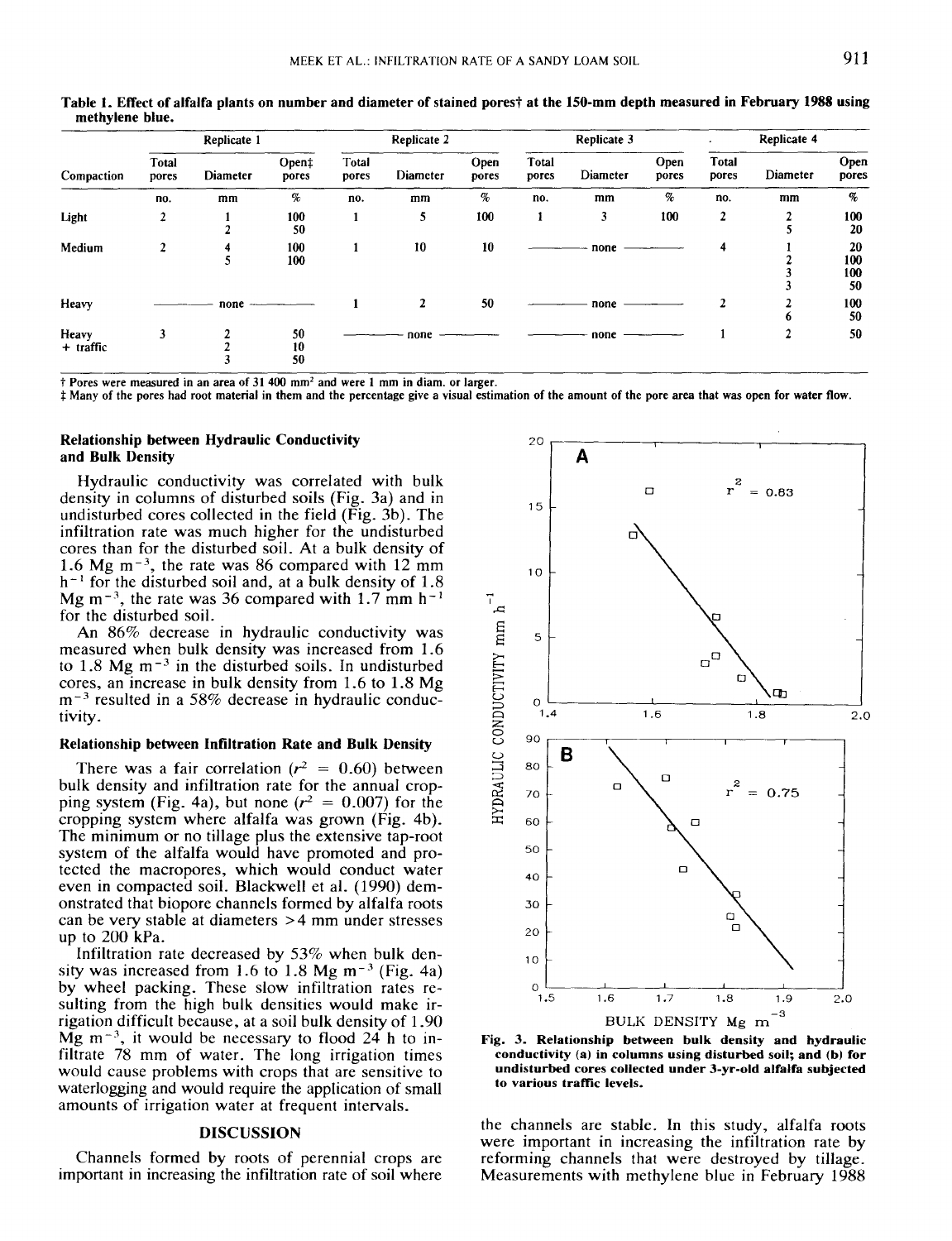Table 1. Effect of alfalfa plants on number and diameter of stained pores† at the 150-mm depth measured in February 1988 using methylene blue.

| | Replicate 1 | | | Replicate 2 | | | Replicate 3 | | | Replicate 4 | | |
|---|---|---|---|---|---|---|---|---|---|---|---|---|
| Compaction | Total pores | Diameter | Open‡ pores | Total pores | Diameter | Open pores | Total pores | Diameter | Open pores | Total pores | Diameter | Open pores |
| | no. | mm | % | no. | mm | % | no. | mm | % | no. | mm | % |
| Light | 2 | 1 | 100 | 1 | 5 | 100 | 1 | 3 | 100 | 2 | 2 | 100 |
| | | 2 | 50 | | | | | | | | 5 | 20 |
| Medium | 2 | 4 | 100 | 1 | 10 | 10 | | none | | 4 | 1 | 20 |
| | | 5 | 100 | | | | | | | | 2 | 100 |
| | | | | | | | | | | | 3 | 100 |
| | | | | | | | | | | | 3 | 50 |
| Heavy | | none | | 1 | 2 | 50 | | none | | 2 | 2 | 100 |
| | | | | | | | | | | | 6 | 50 |
| Heavy + traffic | 3 | 2 | 50 | | none | | | none | | 1 | 2 | 50 |
| | | 2 | 10 | | | | | | | | | |
| | | 3 | 50 | | | | | | | | | |

† Pores were measured in an area of 31 400 $mm^2$ and were 1 mm in diam. or larger.
‡ Many of the pores had root material in them and the percentage give a visual estimation of the amount of the pore area that was open for water flow.

### Relationship between Hydraulic Conductivity and Bulk Density

Hydraulic conductivity was correlated with bulk density in columns of disturbed soils (Fig. 3a) and in undisturbed cores collected in the field (Fig. 3b). The infiltration rate was much higher for the undisturbed cores than for the disturbed soil. At a bulk density of 1.6 Mg $m^{-3}$, the rate was 86 compared with 12 mm $h^{-1}$ for the disturbed soil and, at a bulk density of 1.8 Mg $m^{-3}$, the rate was 36 compared with 1.7 mm $h^{-1}$ for the disturbed soil.

An 86% decrease in hydraulic conductivity was measured when bulk density was increased from 1.6 to 1.8 Mg $m^{-3}$ in the disturbed soils. In undisturbed cores, an increase in bulk density from 1.6 to 1.8 Mg $m^{-3}$ resulted in a 58% decrease in hydraulic conductivity.

### Relationship between Infiltration Rate and Bulk Density

There was a fair correlation ($r^2 = 0.60$) between bulk density and infiltration rate for the annual cropping system (Fig. 4a), but none ($r^2 = 0.007$) for the cropping system where alfalfa was grown (Fig. 4b). The minimum or no tillage plus the extensive tap-root system of the alfalfa would have promoted and protected the macropores, which would conduct water even in compacted soil. Blackwell et al. (1990) demonstrated that biopore channels formed by alfalfa roots can be very stable at diameters >4 mm under stresses up to 200 kPa.

Infiltration rate decreased by 53% when bulk density was increased from 1.6 to 1.8 Mg $m^{-3}$ (Fig. 4a) by wheel packing. These slow infiltration rates resulting from the high bulk densities would make irrigation difficult because, at a soil bulk density of 1.90 Mg $m^{-3}$, it would be necessary to flood 24 h to infiltrate 78 mm of water. The long irrigation times would cause problems with crops that are sensitive to waterlogging and would require the application of small amounts of irrigation water at frequent intervals.

Fig. 3. Relationship between bulk density and hydraulic conductivity (a) in columns using disturbed soil; and (b) for undisturbed cores collected under 3-yr-old alfalfa subjected to various traffic levels.

## DISCUSSION

Channels formed by roots of perennial crops are important in increasing the infiltration rate of soil where the channels are stable. In this study, alfalfa roots were important in increasing the infiltration rate by reforming channels that were destroyed by tillage. Measurements with methylene blue in February 1988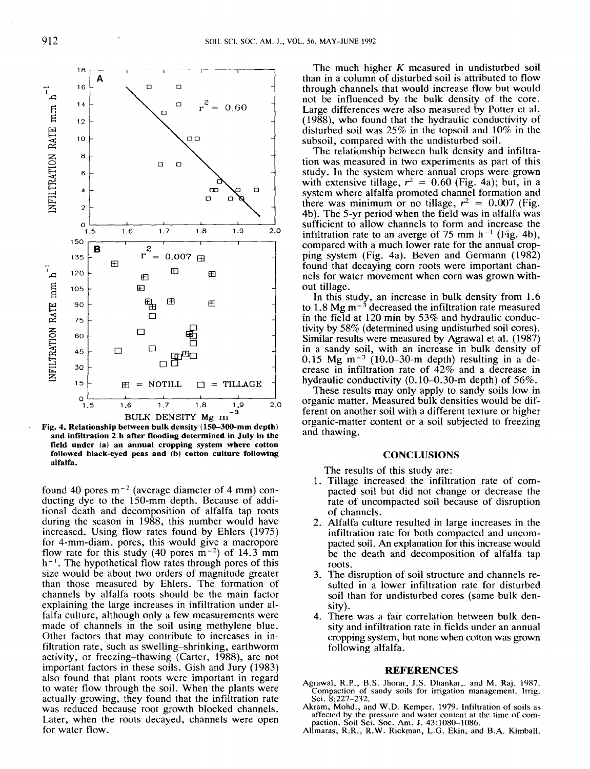Fig. 4. Relationship between bulk density (150–300-mm depth) and infiltration 2 h after flooding determined in July in the field under (a) an annual cropping system where cotton followed black-eyed peas and (b) cotton culture following alfalfa.

found 40 pores $m^{-2}$ (average diameter of 4 mm) conducting dye to the 150-mm depth. Because of additional death and decomposition of alfalfa tap roots during the season in 1988, this number would have increased. Using flow rates found by Ehlers (1975) for 4-mm-diam. pores, this would give a macropore flow rate for this study (40 pores $m^{-2}$) of 14.3 mm $h^{-1}$. The hypothetical flow rates through pores of this size would be about two orders of magnitude greater than those measured by Ehlers. The formation of channels by alfalfa roots should be the main factor explaining the large increases in infiltration under alfalfa culture, although only a few measurements were made of channels in the soil using methylene blue. Other factors that may contribute to increases in infiltration rate, such as swelling–shrinking, earthworm activity, or freezing–thawing (Carter, 1988), are not important factors in these soils. Gish and Jury (1983) also found that plant roots were important in regard to water flow through the soil. When the plants were actually growing, they found that the infiltration rate was reduced because root growth blocked channels. Later, when the roots decayed, channels were open for water flow.

The much higher $K$ measured in undisturbed soil than in a column of disturbed soil is attributed to flow through channels that would increase flow but would not be influenced by the bulk density of the core. Large differences were also measured by Potter et al. (1988), who found that the hydraulic conductivity of disturbed soil was 25% in the topsoil and 10% in the subsoil, compared with the undisturbed soil.

The relationship between bulk density and infiltration was measured in two experiments as part of this study. In the system where annual crops were grown with extensive tillage, $r^2 = 0.60$ (Fig. 4a); but, in a system where alfalfa promoted channel formation and there was minimum or no tillage, $r^2 = 0.007$ (Fig. 4b). The 5-yr period when the field was in alfalfa was sufficient to allow channels to form and increase the infiltration rate to an averge of 75 mm $h^{-1}$ (Fig. 4b), compared with a much lower rate for the annual cropping system (Fig. 4a). Beven and Germann (1982) found that decaying corn roots were important channels for water movement when corn was grown without tillage.

In this study, an increase in bulk density from 1.6 to 1.8 Mg $m^{-3}$ decreased the infiltration rate measured in the field at 120 min by 53% and hydraulic conductivity by 58% (determined using undisturbed soil cores). Similar results were measured by Agrawal et al. (1987) in a sandy soil, with an increase in bulk density of 0.15 Mg $m^{-3}$ (10.0–30-m depth) resulting in a decrease in infiltration rate of 42% and a decrease in hydraulic conductivity (0.10–0.30-m depth) of 56%.

These results may only apply to sandy soils low in organic matter. Measured bulk densities would be different on another soil with a different texture or higher organic-matter content or a soil subjected to freezing and thawing.

## CONCLUSIONS

The results of this study are:

1. Tillage increased the infiltration rate of compacted soil but did not change or decrease the rate of uncompacted soil because of disruption of channels.
2. Alfalfa culture resulted in large increases in the infiltration rate for both compacted and uncompacted soil. An explanation for this increase would be the death and decomposition of alfalfa tap roots.
3. The disruption of soil structure and channels resulted in a lower infiltration rate for disturbed soil than for undisturbed cores (same bulk density).
4. There was a fair correlation between bulk density and infiltration rate in fields under an annual cropping system, but none when cotton was grown following alfalfa.

## REFERENCES

Agrawal, R.P., B.S. Jhorar, J.S. Dhankar,. and M. Raj. 1987. Compaction of sandy soils for irrigation management. Irrig. Sci. 8:227–232.

Akram, Mohd., and W.D. Kemper. 1979. Infiltration of soils as affected by the pressure and water content at the time of compaction. Soil Sci. Soc. Am. J. 43:1080–1086.

Allmaras, R.R., R.W. Rickman, L.G. Ekin, and B.A. Kimball.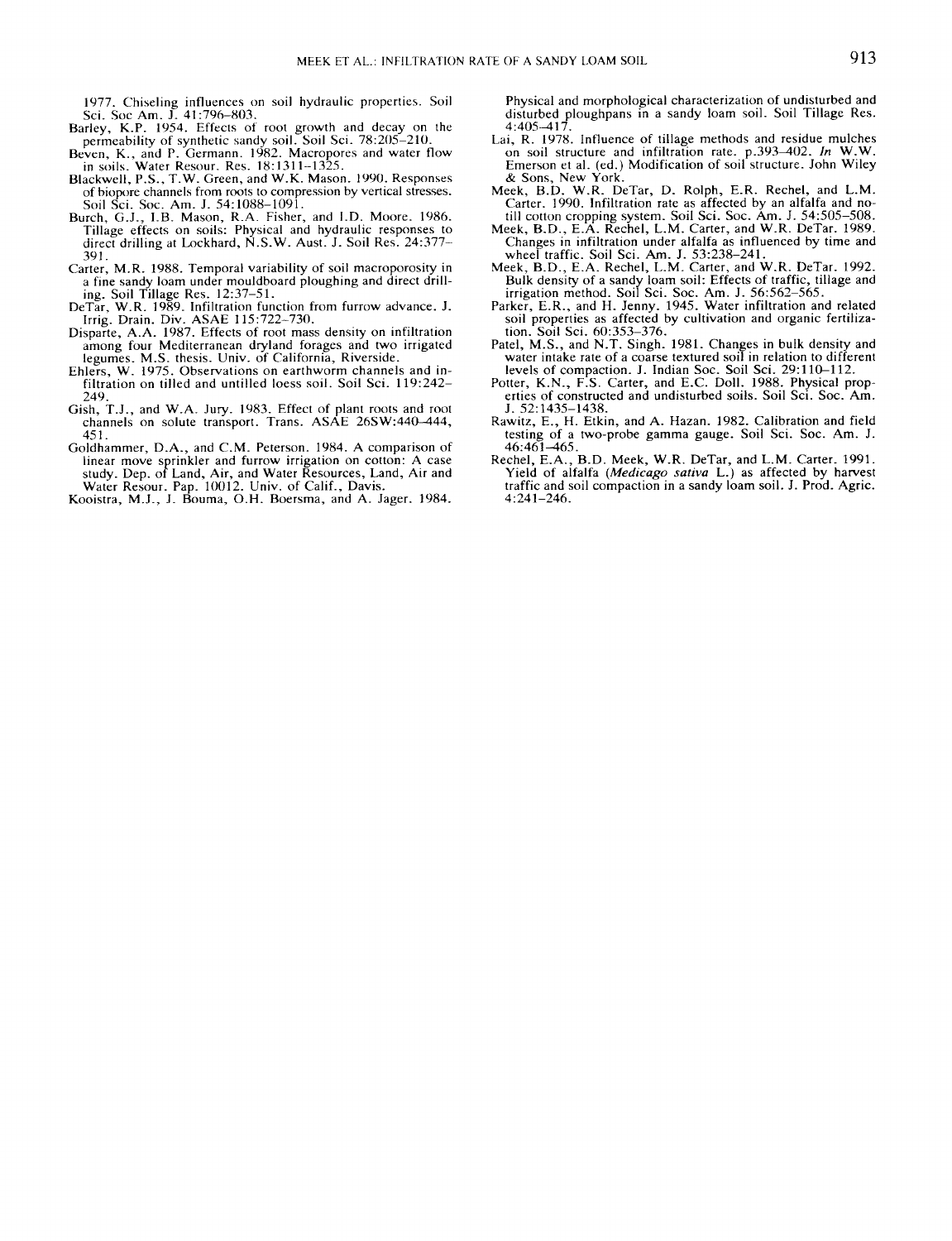1977. Chiseling influences on soil hydraulic properties. Soil Sci. Soc Am. J. 41:796–803.

Barley, K.P. 1954. Effects of root growth and decay on the permeability of synthetic sandy soil. Soil Sci. 78:205–210.

Beven, K., and P. Germann. 1982. Macropores and water flow in soils. Water Resour. Res. 18:1311–1325.

Blackwell, P.S., T.W. Green, and W.K. Mason. 1990. Responses of biopore channels from roots to compression by vertical stresses. Soil Sci. Soc. Am. J. 54:1088–1091.

Burch, G.J., I.B. Mason, R.A. Fisher, and I.D. Moore. 1986. Tillage effects on soils: Physical and hydraulic responses to direct drilling at Lockhard, N.S.W. Aust. J. Soil Res. 24:377–391.

Carter, M.R. 1988. Temporal variability of soil macroporosity in a fine sandy loam under mouldboard ploughing and direct drilling. Soil Tillage Res. 12:37–51.

DeTar, W.R. 1989. Infiltration function from furrow advance. J. Irrig. Drain. Div. ASAE 115:722–730.

Disparte, A.A. 1987. Effects of root mass density on infiltration among four Mediterranean dryland forages and two irrigated legumes. M.S. thesis. Univ. of California, Riverside.

Ehlers, W. 1975. Observations on earthworm channels and infiltration on tilled and untilled loess soil. Soil Sci. 119:242–249.

Gish, T.J., and W.A. Jury. 1983. Effect of plant roots and root channels on solute transport. Trans. ASAE 26SW:440–444, 451.

Goldhammer, D.A., and C.M. Peterson. 1984. A comparison of linear move sprinkler and furrow irrigation on cotton: A case study. Dep. of Land, Air, and Water Resources, Land, Air and Water Resour. Pap. 10012. Univ. of Calif., Davis.

Kooistra, M.J., J. Bouma, O.H. Boersma, and A. Jager. 1984. Physical and morphological characterization of undisturbed and disturbed ploughpans in a sandy loam soil. Soil Tillage Res. 4:405–417.

Lai, R. 1978. Influence of tillage methods and residue mulches on soil structure and infiltration rate. p.393–402. *In* W.W. Emerson et al. (ed.) Modification of soil structure. John Wiley & Sons, New York.

Meek, B.D. W.R. DeTar, D. Rolph, E.R. Rechel, and L.M. Carter. 1990. Infiltration rate as affected by an alfalfa and no-till cotton cropping system. Soil Sci. Soc. Am. J. 54:505–508.

Meek, B.D., E.A. Rechel, L.M. Carter, and W.R. DeTar. 1989. Changes in infiltration under alfalfa as influenced by time and wheel traffic. Soil Sci. Am. J. 53:238–241.

Meek, B.D., E.A. Rechel, L.M. Carter, and W.R. DeTar. 1992. Bulk density of a sandy loam soil: Effects of traffic, tillage and irrigation method. Soil Sci. Soc. Am. J. 56:562–565.

Parker, E.R., and H. Jenny. 1945. Water infiltration and related soil properties as affected by cultivation and organic fertilization. Soil Sci. 60:353–376.

Patel, M.S., and N.T. Singh. 1981. Changes in bulk density and water intake rate of a coarse textured soil in relation to different levels of compaction. J. Indian Soc. Soil Sci. 29:110–112.

Potter, K.N., F.S. Carter, and E.C. Doll. 1988. Physical properties of constructed and undisturbed soils. Soil Sci. Soc. Am. J. 52:1435–1438.

Rawitz, E., H. Etkin, and A. Hazan. 1982. Calibration and field testing of a two-probe gamma gauge. Soil Sci. Soc. Am. J. 46:461–465.

Rechel, E.A., B.D. Meek, W.R. DeTar, and L.M. Carter. 1991. Yield of alfalfa (*Medicago sativa* L.) as affected by harvest traffic and soil compaction in a sandy loam soil. J. Prod. Agric. 4:241–246.